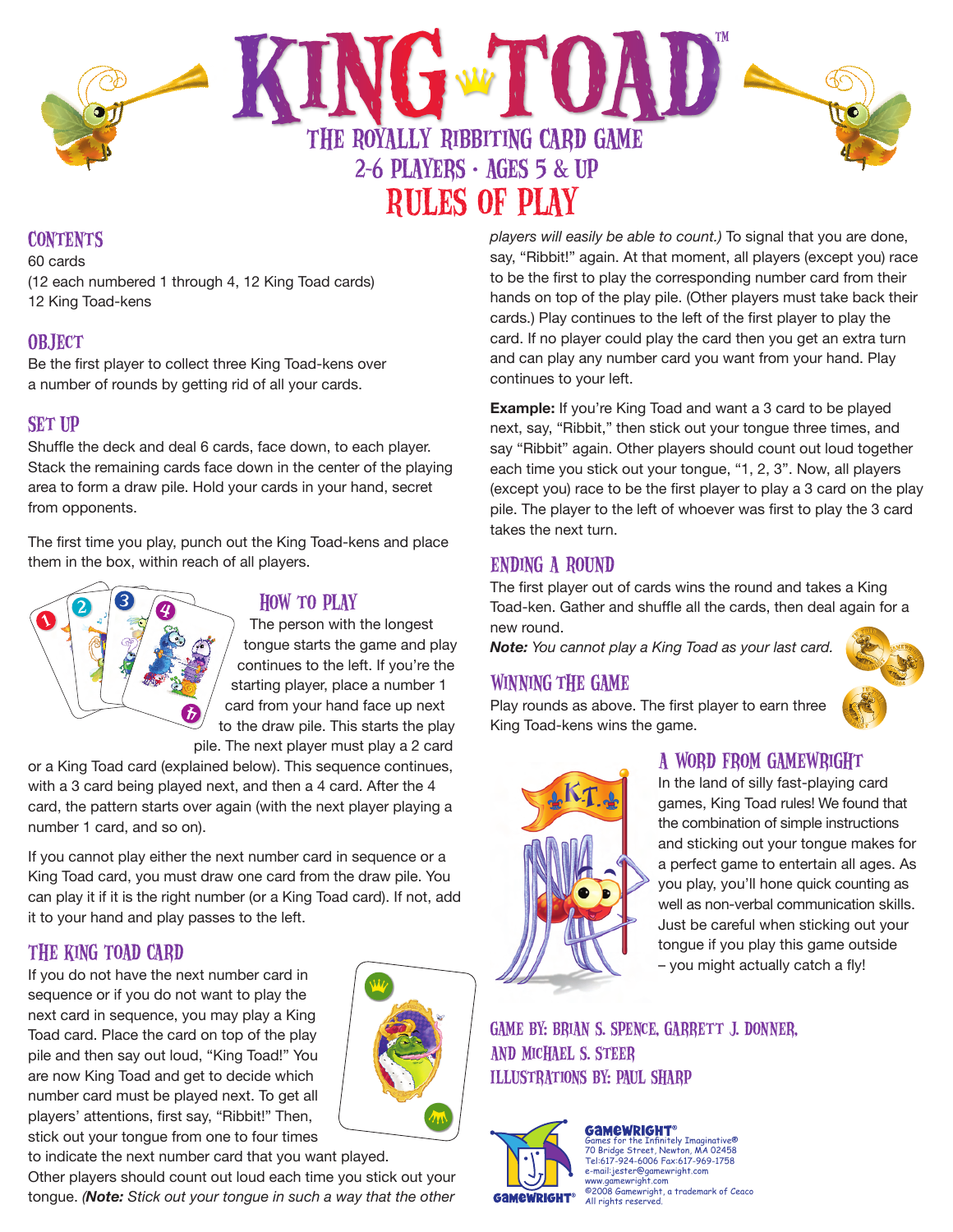# KING TOAD™

## THE ROYALLY RIBBITING CARD GAME

## 2-6 PLAYERS · AGES 5 & UP

## RULES OF PLAY

### CONTENTS

60 cards
(12 each numbered 1 through 4, 12 King Toad cards)
12 King Toad-kens

### OBJECT

Be the first player to collect three King Toad-kens over a number of rounds by getting rid of all your cards.

### SET UP

Shuffle the deck and deal 6 cards, face down, to each player. Stack the remaining cards face down in the center of the playing area to form a draw pile. Hold your cards in your hand, secret from opponents.

The first time you play, punch out the King Toad-kens and place them in the box, within reach of all players.

### HOW TO PLAY

The person with the longest tongue starts the game and play continues to the left. If you're the starting player, place a number 1 card from your hand face up next to the draw pile. This starts the play pile. The next player must play a 2 card or a King Toad card (explained below). This sequence continues, with a 3 card being played next, and then a 4 card. After the 4 card, the pattern starts over again (with the next player playing a number 1 card, and so on).

If you cannot play either the next number card in sequence or a King Toad card, you must draw one card from the draw pile. You can play it if it is the right number (or a King Toad card). If not, add it to your hand and play passes to the left.

### THE KING TOAD CARD

If you do not have the next number card in sequence or if you do not want to play the next card in sequence, you may play a King Toad card. Place the card on top of the play pile and then say out loud, "King Toad!" You are now King Toad and get to decide which number card must be played next. To get all players' attentions, first say, "Ribbit!" Then, stick out your tongue from one to four times to indicate the next number card that you want played. Other players should count out loud each time you stick out your tongue. (***Note:*** *Stick out your tongue in such a way that the other players will easily be able to count.)* To signal that you are done, say, "Ribbit!" again. At that moment, all players (except you) race to be the first to play the corresponding number card from their hands on top of the play pile. (Other players must take back their cards.) Play continues to the left of the first player to play the card. If no player could play the card then you get an extra turn and can play any number card you want from your hand. Play continues to your left.

**Example:** If you're King Toad and want a 3 card to be played next, say, "Ribbit," then stick out your tongue three times, and say "Ribbit" again. Other players should count out loud together each time you stick out your tongue, "1, 2, 3". Now, all players (except you) race to be the first player to play a 3 card on the play pile. The player to the left of whoever was first to play the 3 card takes the next turn.

### ENDING A ROUND

The first player out of cards wins the round and takes a King Toad-ken. Gather and shuffle all the cards, then deal again for a new round.

***Note:*** *You cannot play a King Toad as your last card.*

### WINNING THE GAME

Play rounds as above. The first player to earn three King Toad-kens wins the game.

### A WORD FROM GAMEWRIGHT

In the land of silly fast-playing card games, King Toad rules! We found that the combination of simple instructions and sticking out your tongue makes for a perfect game to entertain all ages. As you play, you'll hone quick counting as well as non-verbal communication skills. Just be careful when sticking out your tongue if you play this game outside – you might actually catch a fly!

GAME BY: BRIAN S. SPENCE, GARRETT J. DONNER, AND MICHAEL S. STEER
ILLUSTRATIONS BY: PAUL SHARP

GAMEWRIGHT®
Games for the Infinitely Imaginative®
70 Bridge Street, Newton, MA 02458
Tel:617-924-6006 Fax:617-969-1758
e-mail:jester@gamewright.com
www.gamewright.com
©2008 Gamewright, a trademark of Ceaco
All rights reserved.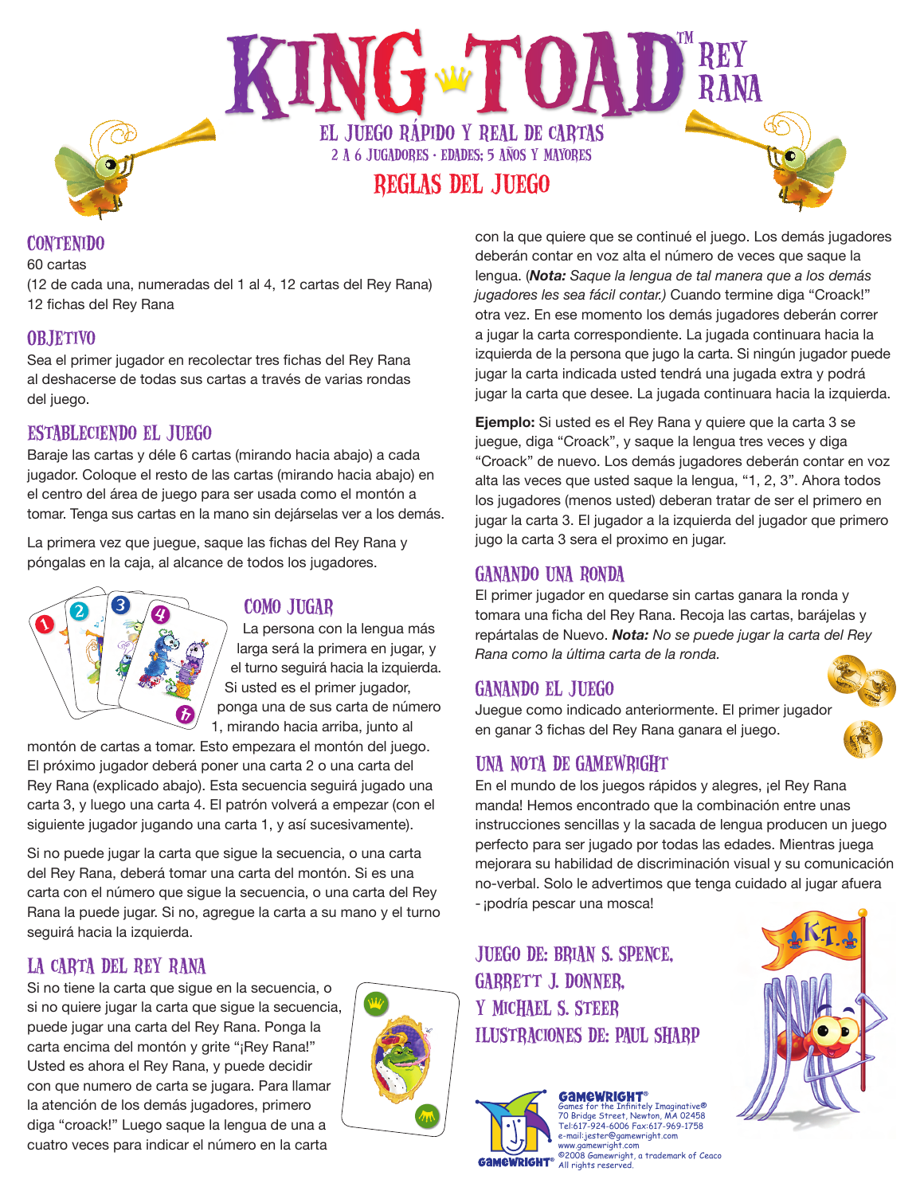# KING TOAD™ REY RANA

## EL JUEGO RÁPIDO Y REAL DE CARTAS

2 A 6 JUGADORES · EDADES; 5 AÑOS Y MAYORES

## REGLAS DEL JUEGO

### CONTENIDO

60 cartas
(12 de cada una, numeradas del 1 al 4, 12 cartas del Rey Rana)
12 fichas del Rey Rana

### OBJETIVO

Sea el primer jugador en recolectar tres fichas del Rey Rana al deshacerse de todas sus cartas a través de varias rondas del juego.

### ESTABLECIENDO EL JUEGO

Baraje las cartas y déle 6 cartas (mirando hacia abajo) a cada jugador. Coloque el resto de las cartas (mirando hacia abajo) en el centro del área de juego para ser usada como el montón a tomar. Tenga sus cartas en la mano sin dejárselas ver a los demás.

La primera vez que juegue, saque las fichas del Rey Rana y póngalas en la caja, al alcance de todos los jugadores.

### COMO JUGAR

La persona con la lengua más larga será la primera en jugar, y el turno seguirá hacia la izquierda. Si usted es el primer jugador, ponga una de sus carta de número 1, mirando hacia arriba, junto al montón de cartas a tomar. Esto empezara el montón del juego. El próximo jugador deberá poner una carta 2 o una carta del Rey Rana (explicado abajo). Esta secuencia seguirá jugado una carta 3, y luego una carta 4. El patrón volverá a empezar (con el siguiente jugador jugando una carta 1, y así sucesivamente).

Si no puede jugar la carta que sigue la secuencia, o una carta del Rey Rana, deberá tomar una carta del montón. Si es una carta con el número que sigue la secuencia, o una carta del Rey Rana la puede jugar. Si no, agregue la carta a su mano y el turno seguirá hacia la izquierda.

### LA CARTA DEL REY RANA

Si no tiene la carta que sigue en la secuencia, o si no quiere jugar la carta que sigue la secuencia, puede jugar una carta del Rey Rana. Ponga la carta encima del montón y grite "¡Rey Rana!" Usted es ahora el Rey Rana, y puede decidir con que numero de carta se jugara. Para llamar la atención de los demás jugadores, primero diga "croack!" Luego saque la lengua de una a cuatro veces para indicar el número en la carta con la que quiere que se continué el juego. Los demás jugadores deberán contar en voz alta el número de veces que saque la lengua. (***Nota:*** *Saque la lengua de tal manera que a los demás jugadores les sea fácil contar.)* Cuando termine diga "Croack!" otra vez. En ese momento los demás jugadores deberán correr a jugar la carta correspondiente. La jugada continuara hacia la izquierda de la persona que jugo la carta. Si ningún jugador puede jugar la carta indicada usted tendrá una jugada extra y podrá jugar la carta que desee. La jugada continuara hacia la izquierda.

**Ejemplo:** Si usted es el Rey Rana y quiere que la carta 3 se juegue, diga "Croack", y saque la lengua tres veces y diga "Croack" de nuevo. Los demás jugadores deberán contar en voz alta las veces que usted saque la lengua, "1, 2, 3". Ahora todos los jugadores (menos usted) deberan tratar de ser el primero en jugar la carta 3. El jugador a la izquierda del jugador que primero jugo la carta 3 sera el proximo en jugar.

### GANANDO UNA RONDA

El primer jugador en quedarse sin cartas ganara la ronda y tomara una ficha del Rey Rana. Recoja las cartas, barájelas y repártalas de Nuevo. ***Nota:*** *No se puede jugar la carta del Rey Rana como la última carta de la ronda.*

### GANANDO EL JUEGO

Juegue como indicado anteriormente. El primer jugador en ganar 3 fichas del Rey Rana ganara el juego.

### UNA NOTA DE GAMEWRIGHT

En el mundo de los juegos rápidos y alegres, ¡el Rey Rana manda! Hemos encontrado que la combinación entre unas instrucciones sencillas y la sacada de lengua producen un juego perfecto para ser jugado por todas las edades. Mientras juega mejorara su habilidad de discriminación visual y su comunicación no-verbal. Solo le advertimos que tenga cuidado al jugar afuera - ¡podría pescar una mosca!

### JUEGO DE: BRIAN S. SPENCE, GARRETT J. DONNER, Y MICHAEL S. STEER
### ILUSTRACIONES DE: PAUL SHARP

GAMEWRIGHT®
Games for the Infinitely Imaginative®
70 Bridge Street, Newton, MA 02458
Tel:617-924-6006 Fax:617-969-1758
e-mail:jester@gamewright.com
www.gamewright.com
©2008 Gamewright, a trademark of Ceaco
All rights reserved.